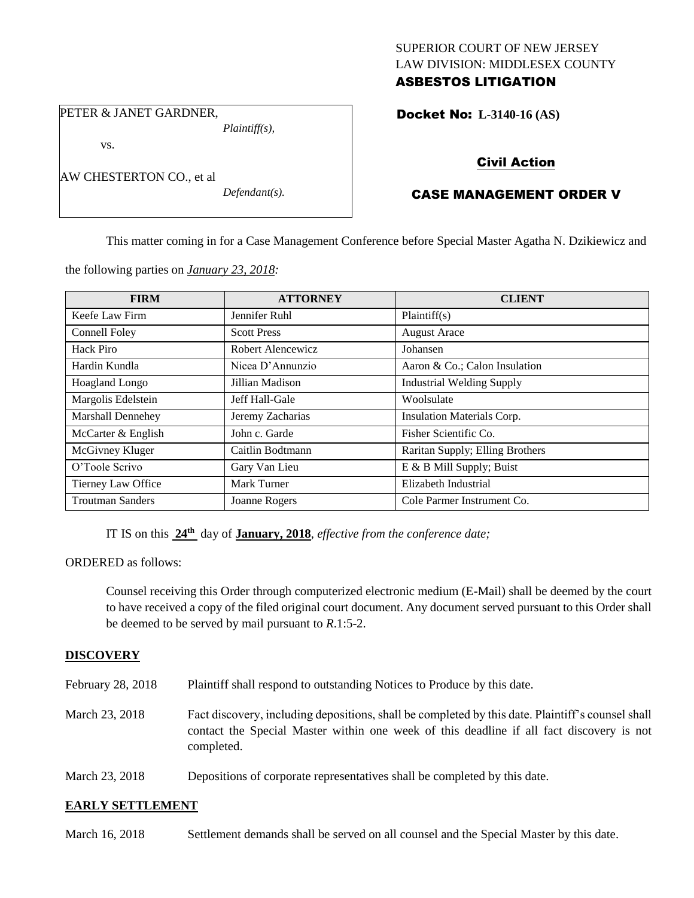SUPERIOR COURT OF NEW JERSEY
LAW DIVISION: MIDDLESEX COUNTY
**ASBESTOS LITIGATION**

PETER & JANET GARDNER,
*Plaintiff(s),*
vs.
AW CHESTERTON CO., et al
*Defendant(s).*

**Docket No: L-3140-16 (AS)**

**Civil Action**

**CASE MANAGEMENT ORDER V**

This matter coming in for a Case Management Conference before Special Master Agatha N. Dzikiewicz and the following parties on *January 23, 2018:*

| FIRM | ATTORNEY | CLIENT |
|---|---|---|
| Keefe Law Firm | Jennifer Ruhl | Plaintiff(s) |
| Connell Foley | Scott Press | August Arace |
| Hack Piro | Robert Alencewicz | Johansen |
| Hardin Kundla | Nicea D'Annunzio | Aaron & Co.; Calon Insulation |
| Hoagland Longo | Jillian Madison | Industrial Welding Supply |
| Margolis Edelstein | Jeff Hall-Gale | Woolsulate |
| Marshall Dennehey | Jeremy Zacharias | Insulation Materials Corp. |
| McCarter & English | John c. Garde | Fisher Scientific Co. |
| McGivney Kluger | Caitlin Bodtmann | Raritan Supply; Elling Brothers |
| O'Toole Scrivo | Gary Van Lieu | E & B Mill Supply; Buist |
| Tierney Law Office | Mark Turner | Elizabeth Industrial |
| Troutman Sanders | Joanne Rogers | Cole Parmer Instrument Co. |

IT IS on this **24th** day of **January, 2018**, *effective from the conference date;*

ORDERED as follows:

Counsel receiving this Order through computerized electronic medium (E-Mail) shall be deemed by the court to have received a copy of the filed original court document. Any document served pursuant to this Order shall be deemed to be served by mail pursuant to *R*.1:5-2.

## DISCOVERY

February 28, 2018 Plaintiff shall respond to outstanding Notices to Produce by this date.

March 23, 2018 Fact discovery, including depositions, shall be completed by this date. Plaintiff's counsel shall contact the Special Master within one week of this deadline if all fact discovery is not completed.

March 23, 2018 Depositions of corporate representatives shall be completed by this date.

## EARLY SETTLEMENT

March 16, 2018 Settlement demands shall be served on all counsel and the Special Master by this date.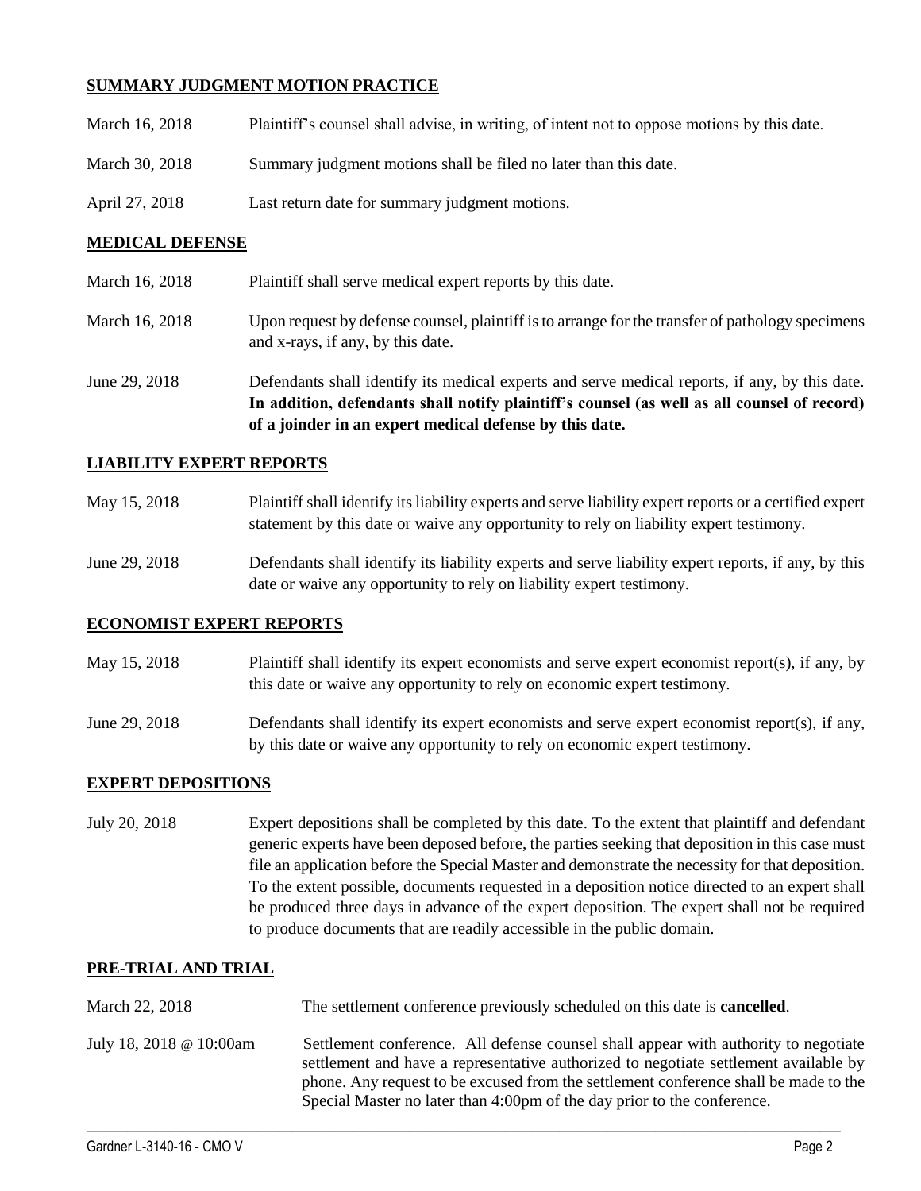## SUMMARY JUDGMENT MOTION PRACTICE

| | |
|---|---|
| March 16, 2018 | Plaintiff's counsel shall advise, in writing, of intent not to oppose motions by this date. |
| March 30, 2018 | Summary judgment motions shall be filed no later than this date. |
| April 27, 2018 | Last return date for summary judgment motions. |

## MEDICAL DEFENSE

| | |
|---|---|
| March 16, 2018 | Plaintiff shall serve medical expert reports by this date. |
| March 16, 2018 | Upon request by defense counsel, plaintiff is to arrange for the transfer of pathology specimens and x-rays, if any, by this date. |
| June 29, 2018 | Defendants shall identify its medical experts and serve medical reports, if any, by this date. **In addition, defendants shall notify plaintiff's counsel (as well as all counsel of record) of a joinder in an expert medical defense by this date.** |

## LIABILITY EXPERT REPORTS

| | |
|---|---|
| May 15, 2018 | Plaintiff shall identify its liability experts and serve liability expert reports or a certified expert statement by this date or waive any opportunity to rely on liability expert testimony. |
| June 29, 2018 | Defendants shall identify its liability experts and serve liability expert reports, if any, by this date or waive any opportunity to rely on liability expert testimony. |

## ECONOMIST EXPERT REPORTS

| | |
|---|---|
| May 15, 2018 | Plaintiff shall identify its expert economists and serve expert economist report(s), if any, by this date or waive any opportunity to rely on economic expert testimony. |
| June 29, 2018 | Defendants shall identify its expert economists and serve expert economist report(s), if any, by this date or waive any opportunity to rely on economic expert testimony. |

## EXPERT DEPOSITIONS

| | |
|---|---|
| July 20, 2018 | Expert depositions shall be completed by this date. To the extent that plaintiff and defendant generic experts have been deposed before, the parties seeking that deposition in this case must file an application before the Special Master and demonstrate the necessity for that deposition. To the extent possible, documents requested in a deposition notice directed to an expert shall be produced three days in advance of the expert deposition. The expert shall not be required to produce documents that are readily accessible in the public domain. |

## PRE-TRIAL AND TRIAL

| | |
|---|---|
| March 22, 2018 | The settlement conference previously scheduled on this date is **cancelled**. |
| July 18, 2018 @ 10:00am | Settlement conference. All defense counsel shall appear with authority to negotiate settlement and have a representative authorized to negotiate settlement available by phone. Any request to be excused from the settlement conference shall be made to the Special Master no later than 4:00pm of the day prior to the conference. |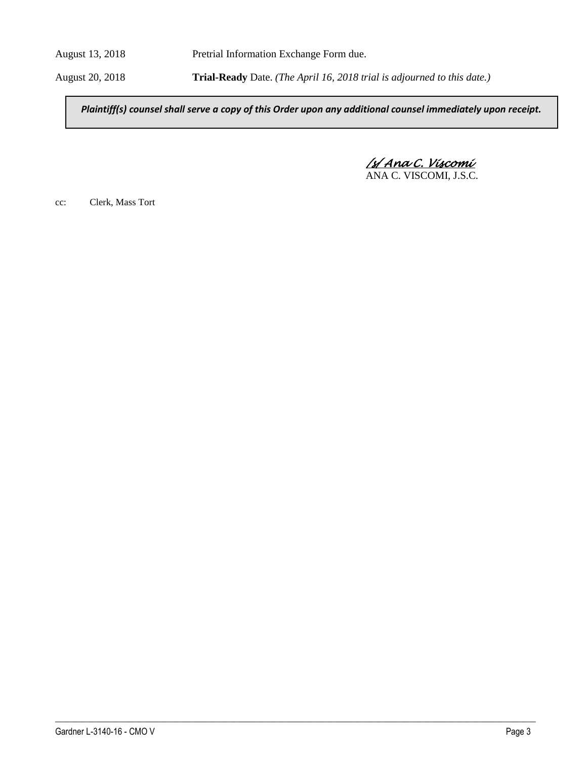| | |
|---|---|
| August 13, 2018 | Pretrial Information Exchange Form due. |
| August 20, 2018 | **Trial-Ready** Date. *(The April 16, 2018 trial is adjourned to this date.)* |

***Plaintiff(s) counsel shall serve a copy of this Order upon any additional counsel immediately upon receipt.***

*/s/ Ana C. Viscomi*
ANA C. VISCOMI, J.S.C.

cc: Clerk, Mass Tort